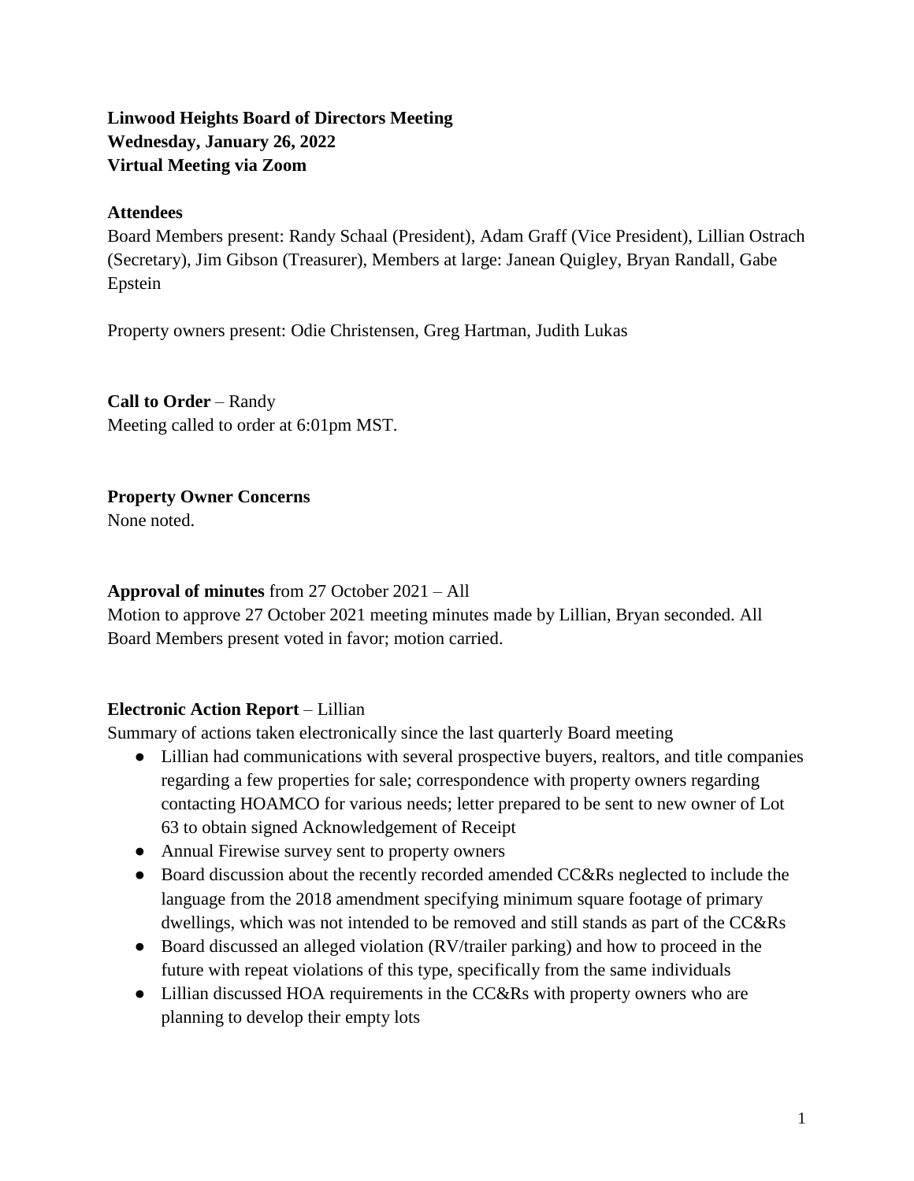**Linwood Heights Board of Directors Meeting**
**Wednesday, January 26, 2022**
**Virtual Meeting via Zoom**

**Attendees**

Board Members present: Randy Schaal (President), Adam Graff (Vice President), Lillian Ostrach (Secretary), Jim Gibson (Treasurer), Members at large: Janean Quigley, Bryan Randall, Gabe Epstein

Property owners present: Odie Christensen, Greg Hartman, Judith Lukas

**Call to Order** – Randy

Meeting called to order at 6:01pm MST.

**Property Owner Concerns**

None noted.

**Approval of minutes** from 27 October 2021 – All

Motion to approve 27 October 2021 meeting minutes made by Lillian, Bryan seconded. All Board Members present voted in favor; motion carried.

**Electronic Action Report** – Lillian

Summary of actions taken electronically since the last quarterly Board meeting

- Lillian had communications with several prospective buyers, realtors, and title companies regarding a few properties for sale; correspondence with property owners regarding contacting HOAMCO for various needs; letter prepared to be sent to new owner of Lot 63 to obtain signed Acknowledgement of Receipt
- Annual Firewise survey sent to property owners
- Board discussion about the recently recorded amended CC&Rs neglected to include the language from the 2018 amendment specifying minimum square footage of primary dwellings, which was not intended to be removed and still stands as part of the CC&Rs
- Board discussed an alleged violation (RV/trailer parking) and how to proceed in the future with repeat violations of this type, specifically from the same individuals
- Lillian discussed HOA requirements in the CC&Rs with property owners who are planning to develop their empty lots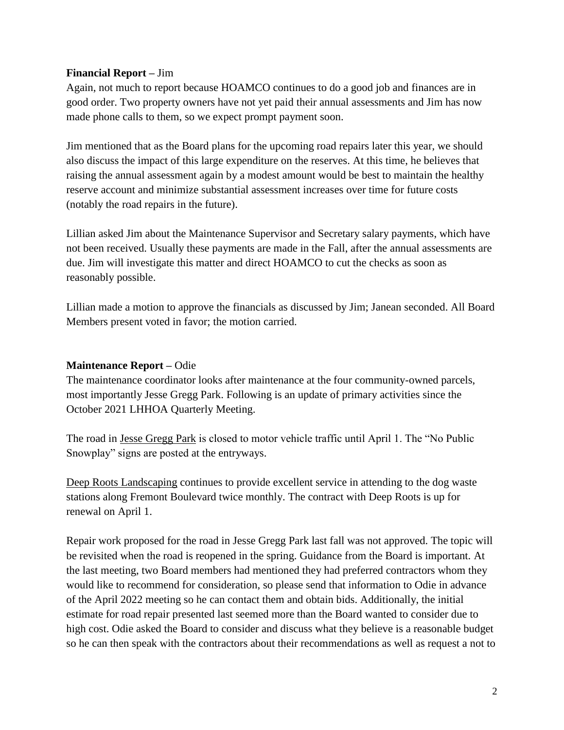**Financial Report –** Jim

Again, not much to report because HOAMCO continues to do a good job and finances are in good order. Two property owners have not yet paid their annual assessments and Jim has now made phone calls to them, so we expect prompt payment soon.

Jim mentioned that as the Board plans for the upcoming road repairs later this year, we should also discuss the impact of this large expenditure on the reserves. At this time, he believes that raising the annual assessment again by a modest amount would be best to maintain the healthy reserve account and minimize substantial assessment increases over time for future costs (notably the road repairs in the future).

Lillian asked Jim about the Maintenance Supervisor and Secretary salary payments, which have not been received. Usually these payments are made in the Fall, after the annual assessments are due. Jim will investigate this matter and direct HOAMCO to cut the checks as soon as reasonably possible.

Lillian made a motion to approve the financials as discussed by Jim; Janean seconded. All Board Members present voted in favor; the motion carried.

**Maintenance Report –** Odie

The maintenance coordinator looks after maintenance at the four community-owned parcels, most importantly Jesse Gregg Park. Following is an update of primary activities since the October 2021 LHHOA Quarterly Meeting.

The road in Jesse Gregg Park is closed to motor vehicle traffic until April 1. The "No Public Snowplay" signs are posted at the entryways.

Deep Roots Landscaping continues to provide excellent service in attending to the dog waste stations along Fremont Boulevard twice monthly. The contract with Deep Roots is up for renewal on April 1.

Repair work proposed for the road in Jesse Gregg Park last fall was not approved. The topic will be revisited when the road is reopened in the spring. Guidance from the Board is important. At the last meeting, two Board members had mentioned they had preferred contractors whom they would like to recommend for consideration, so please send that information to Odie in advance of the April 2022 meeting so he can contact them and obtain bids. Additionally, the initial estimate for road repair presented last seemed more than the Board wanted to consider due to high cost. Odie asked the Board to consider and discuss what they believe is a reasonable budget so he can then speak with the contractors about their recommendations as well as request a not to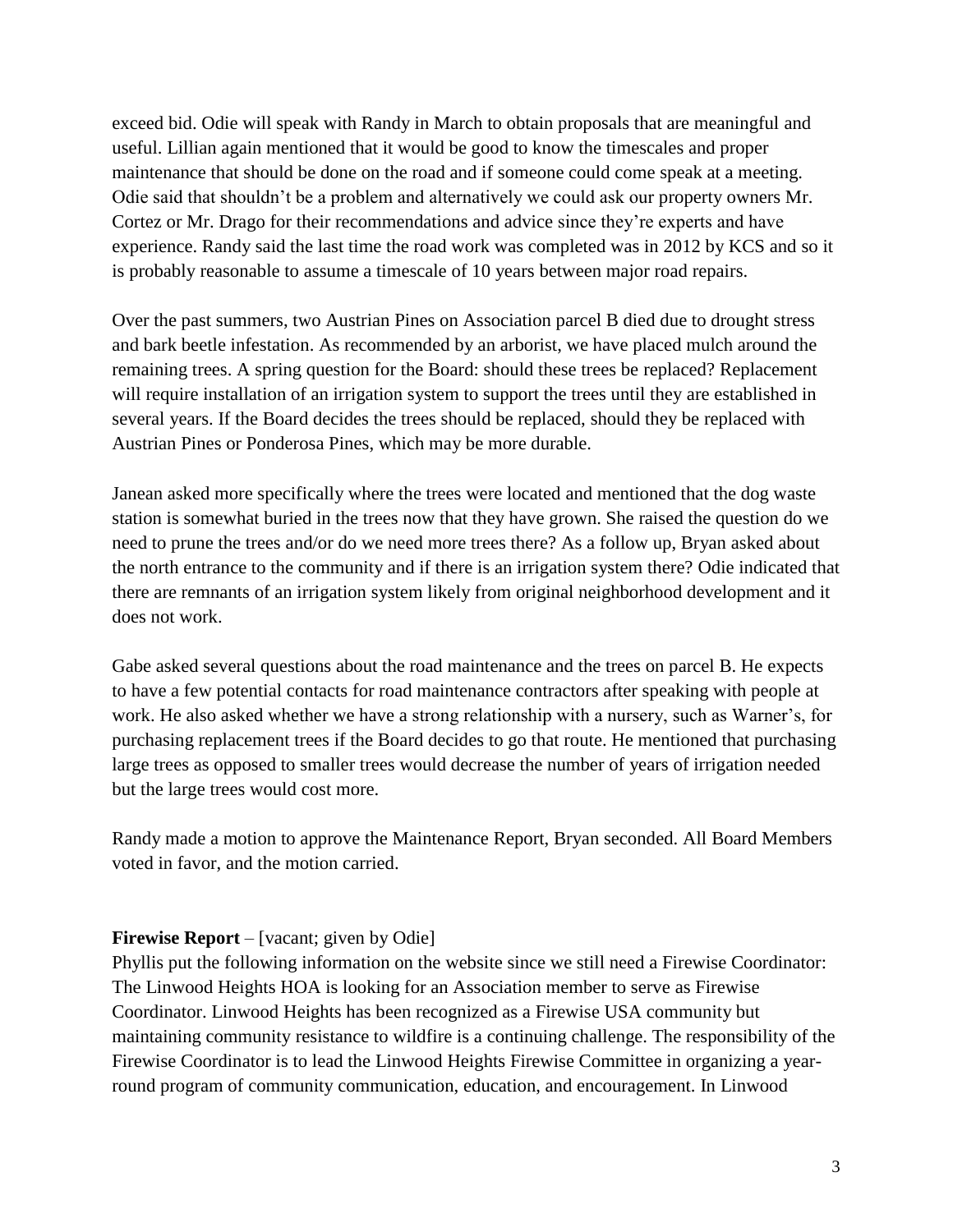exceed bid. Odie will speak with Randy in March to obtain proposals that are meaningful and useful. Lillian again mentioned that it would be good to know the timescales and proper maintenance that should be done on the road and if someone could come speak at a meeting. Odie said that shouldn't be a problem and alternatively we could ask our property owners Mr. Cortez or Mr. Drago for their recommendations and advice since they're experts and have experience. Randy said the last time the road work was completed was in 2012 by KCS and so it is probably reasonable to assume a timescale of 10 years between major road repairs.

Over the past summers, two Austrian Pines on Association parcel B died due to drought stress and bark beetle infestation. As recommended by an arborist, we have placed mulch around the remaining trees. A spring question for the Board: should these trees be replaced? Replacement will require installation of an irrigation system to support the trees until they are established in several years. If the Board decides the trees should be replaced, should they be replaced with Austrian Pines or Ponderosa Pines, which may be more durable.

Janean asked more specifically where the trees were located and mentioned that the dog waste station is somewhat buried in the trees now that they have grown. She raised the question do we need to prune the trees and/or do we need more trees there? As a follow up, Bryan asked about the north entrance to the community and if there is an irrigation system there? Odie indicated that there are remnants of an irrigation system likely from original neighborhood development and it does not work.

Gabe asked several questions about the road maintenance and the trees on parcel B. He expects to have a few potential contacts for road maintenance contractors after speaking with people at work. He also asked whether we have a strong relationship with a nursery, such as Warner's, for purchasing replacement trees if the Board decides to go that route. He mentioned that purchasing large trees as opposed to smaller trees would decrease the number of years of irrigation needed but the large trees would cost more.

Randy made a motion to approve the Maintenance Report, Bryan seconded. All Board Members voted in favor, and the motion carried.

**Firewise Report** – [vacant; given by Odie]

Phyllis put the following information on the website since we still need a Firewise Coordinator: The Linwood Heights HOA is looking for an Association member to serve as Firewise Coordinator. Linwood Heights has been recognized as a Firewise USA community but maintaining community resistance to wildfire is a continuing challenge. The responsibility of the Firewise Coordinator is to lead the Linwood Heights Firewise Committee in organizing a year-round program of community communication, education, and encouragement. In Linwood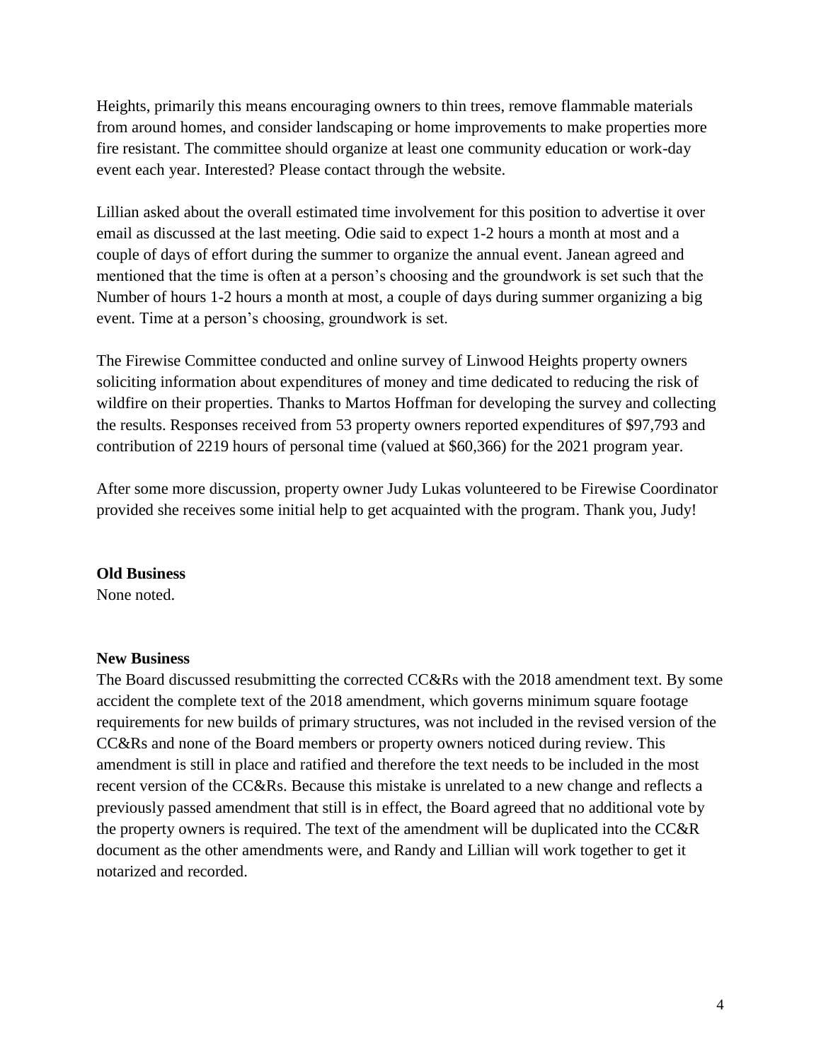Heights, primarily this means encouraging owners to thin trees, remove flammable materials from around homes, and consider landscaping or home improvements to make properties more fire resistant. The committee should organize at least one community education or work-day event each year. Interested? Please contact through the website.

Lillian asked about the overall estimated time involvement for this position to advertise it over email as discussed at the last meeting. Odie said to expect 1-2 hours a month at most and a couple of days of effort during the summer to organize the annual event. Janean agreed and mentioned that the time is often at a person's choosing and the groundwork is set such that the Number of hours 1-2 hours a month at most, a couple of days during summer organizing a big event. Time at a person's choosing, groundwork is set.

The Firewise Committee conducted and online survey of Linwood Heights property owners soliciting information about expenditures of money and time dedicated to reducing the risk of wildfire on their properties. Thanks to Martos Hoffman for developing the survey and collecting the results. Responses received from 53 property owners reported expenditures of $97,793 and contribution of 2219 hours of personal time (valued at $60,366) for the 2021 program year.

After some more discussion, property owner Judy Lukas volunteered to be Firewise Coordinator provided she receives some initial help to get acquainted with the program. Thank you, Judy!

**Old Business**

None noted.

**New Business**

The Board discussed resubmitting the corrected CC&Rs with the 2018 amendment text. By some accident the complete text of the 2018 amendment, which governs minimum square footage requirements for new builds of primary structures, was not included in the revised version of the CC&Rs and none of the Board members or property owners noticed during review. This amendment is still in place and ratified and therefore the text needs to be included in the most recent version of the CC&Rs. Because this mistake is unrelated to a new change and reflects a previously passed amendment that still is in effect, the Board agreed that no additional vote by the property owners is required. The text of the amendment will be duplicated into the CC&R document as the other amendments were, and Randy and Lillian will work together to get it notarized and recorded.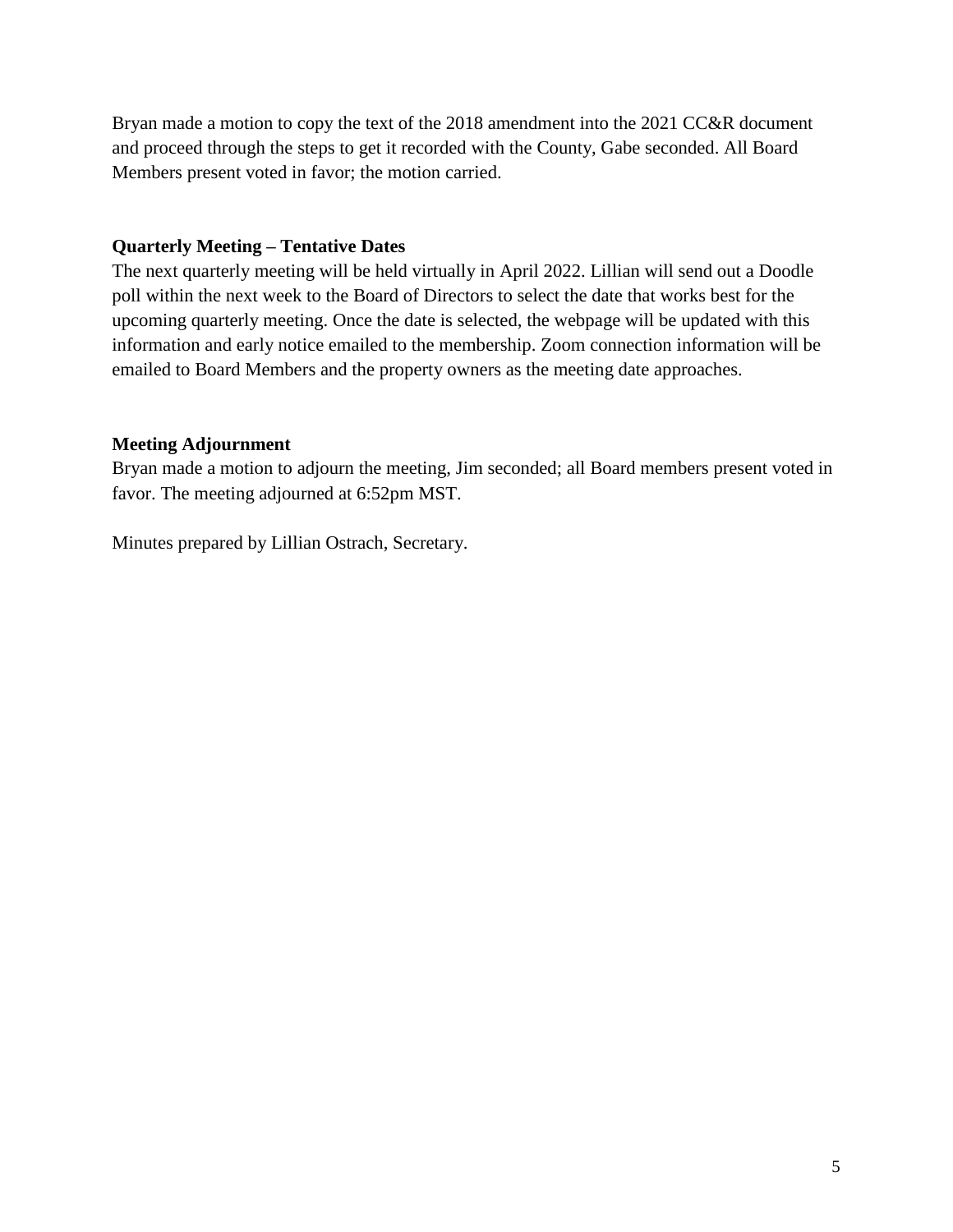Bryan made a motion to copy the text of the 2018 amendment into the 2021 CC&R document and proceed through the steps to get it recorded with the County, Gabe seconded. All Board Members present voted in favor; the motion carried.

**Quarterly Meeting – Tentative Dates**

The next quarterly meeting will be held virtually in April 2022. Lillian will send out a Doodle poll within the next week to the Board of Directors to select the date that works best for the upcoming quarterly meeting. Once the date is selected, the webpage will be updated with this information and early notice emailed to the membership. Zoom connection information will be emailed to Board Members and the property owners as the meeting date approaches.

**Meeting Adjournment**

Bryan made a motion to adjourn the meeting, Jim seconded; all Board members present voted in favor. The meeting adjourned at 6:52pm MST.

Minutes prepared by Lillian Ostrach, Secretary.